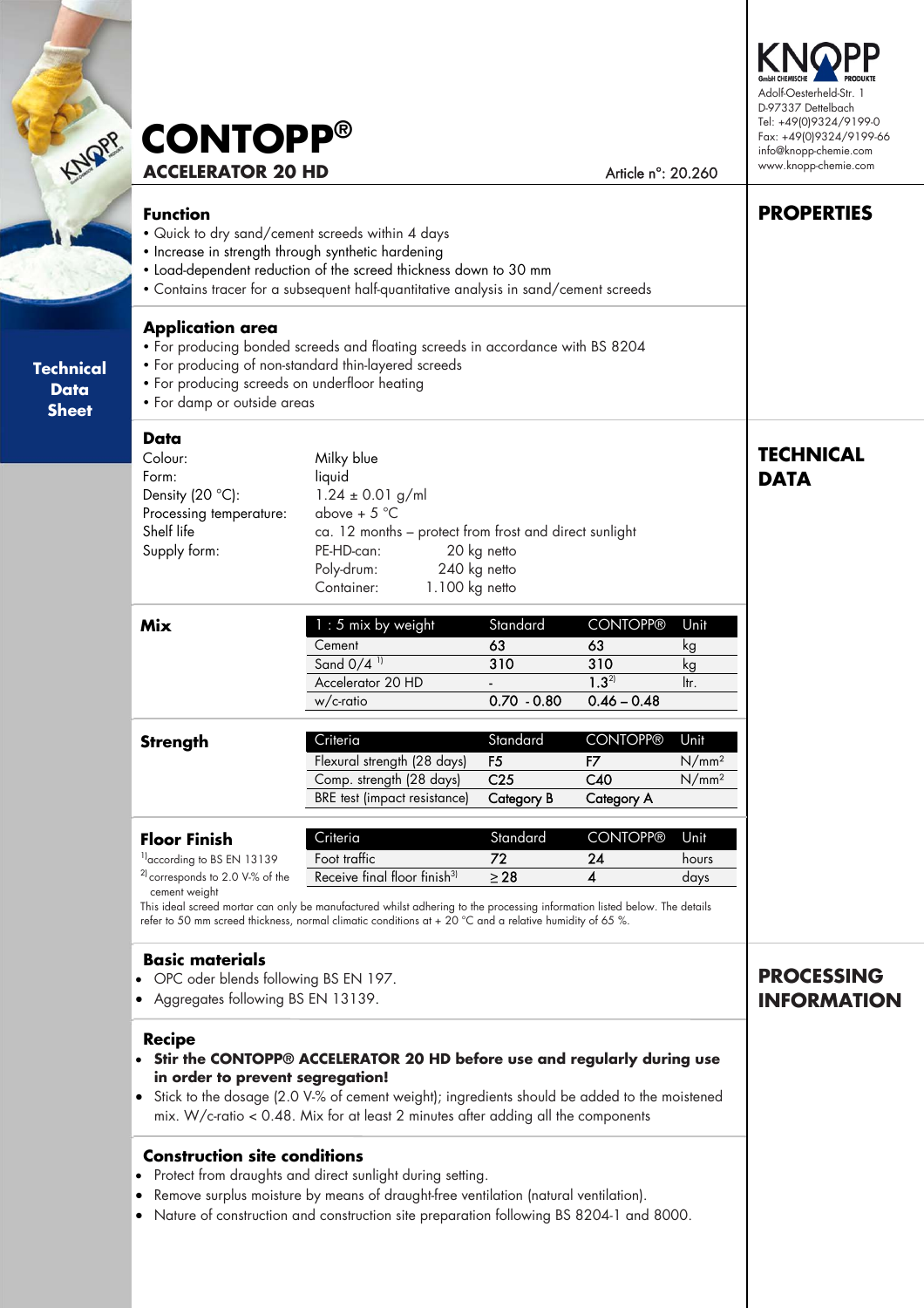# CONTOPP®

## ACCELERATOR 20 HD

Article n°: 20.260

KNOPP GmbH CHEMISCHE PRODUKTE
Adolf-Oesterheld-Str. 1
D-97337 Dettelbach
Tel: +49(0)9324/9199-0
Fax: +49(0)9324/9199-66
info@knopp-chemie.com
www.knopp-chemie.com

Technical Data Sheet

## PROPERTIES

### Function

- Quick to dry sand/cement screeds within 4 days
- Increase in strength through synthetic hardening
- Load-dependent reduction of the screed thickness down to 30 mm
- Contains tracer for a subsequent half-quantitative analysis in sand/cement screeds

### Application area

- For producing bonded screeds and floating screeds in accordance with BS 8204
- For producing of non-standard thin-layered screeds
- For producing screeds on underfloor heating
- For damp or outside areas

## TECHNICAL DATA

### Data

| | |
|---|---|
| Colour: | Milky blue |
| Form: | liquid |
| Density (20 °C): | 1.24 ± 0.01 g/ml |
| Processing temperature: | above + 5 °C |
| Shelf life | ca. 12 months – protect from frost and direct sunlight |
| Supply form: | PE-HD-can: 20 kg netto |
| | Poly-drum: 240 kg netto |
| | Container: 1.100 kg netto |

### Mix

| 1 : 5 mix by weight | Standard | CONTOPP® | Unit |
|---|---|---|---|
| Cement | 63 | 63 | kg |
| Sand 0/4 [1] | 310 | 310 | kg |
| Accelerator 20 HD | - | 1.3[2] | ltr. |
| w/c-ratio | 0.70 - 0.80 | 0.46 – 0.48 | |

### Strength

| Criteria | Standard | CONTOPP® | Unit |
|---|---|---|---|
| Flexural strength (28 days) | F5 | F7 | N/mm² |
| Comp. strength (28 days) | C25 | C40 | N/mm² |
| BRE test (impact resistance) | Category B | Category A | |

### Floor Finish

| Criteria | Standard | CONTOPP® | Unit |
|---|---|---|---|
| Foot traffic | 72 | 24 | hours |
| Receive final floor finish[3] | ≥ 28 | 4 | days |

[1] according to BS EN 13139
[2] corresponds to 2.0 V-% of the cement weight

This ideal screed mortar can only be manufactured whilst adhering to the processing information listed below. The details refer to 50 mm screed thickness, normal climatic conditions at + 20 °C and a relative humidity of 65 %.

## PROCESSING INFORMATION

### Basic materials

- OPC oder blends following BS EN 197.
- Aggregates following BS EN 13139.

### Recipe

- **Stir the CONTOPP® ACCELERATOR 20 HD before use and regularly during use in order to prevent segregation!**
- Stick to the dosage (2.0 V-% of cement weight); ingredients should be added to the moistened mix. W/c-ratio < 0.48. Mix for at least 2 minutes after adding all the components

### Construction site conditions

- Protect from draughts and direct sunlight during setting.
- Remove surplus moisture by means of draught-free ventilation (natural ventilation).
- Nature of construction and construction site preparation following BS 8204-1 and 8000.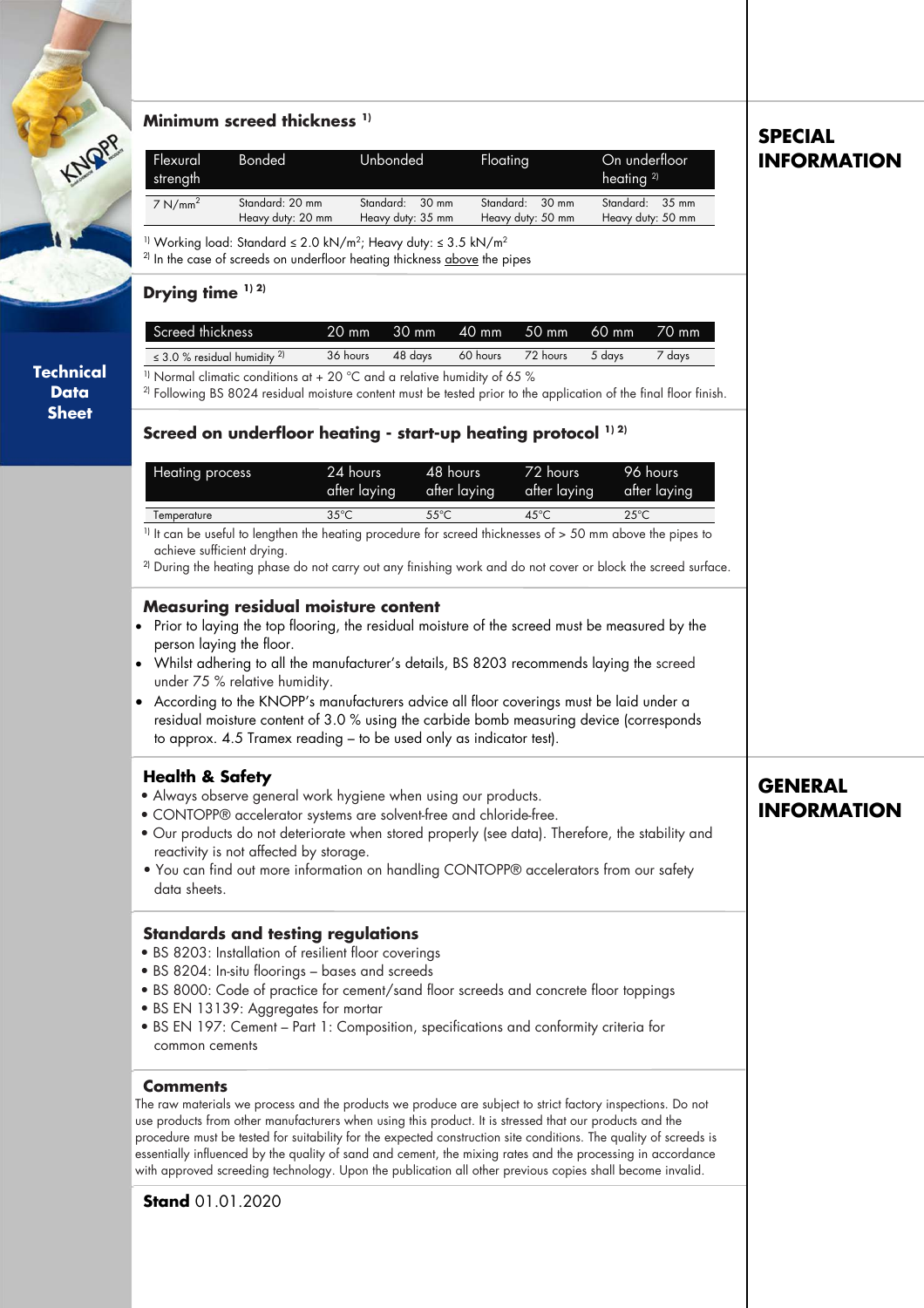Technical Data Sheet

## SPECIAL INFORMATION

### Minimum screed thickness [1]

| Flexural strength | Bonded | Unbonded | Floating | On underfloor heating [2] |
|---|---|---|---|---|
| 7 $N/mm^2$ | Standard: 20 mm<br>Heavy duty: 20 mm | Standard: 30 mm<br>Heavy duty: 35 mm | Standard: 30 mm<br>Heavy duty: 50 mm | Standard: 35 mm<br>Heavy duty: 50 mm |

[1] Working load: Standard ≤ 2.0 $kN/m^2$; Heavy duty: ≤ 3.5 $kN/m^2$
[2] In the case of screeds on underfloor heating thickness above the pipes

### Drying time [1] [2]

| Screed thickness | 20 mm | 30 mm | 40 mm | 50 mm | 60 mm | 70 mm |
|---|---|---|---|---|---|---|
| ≤ 3.0 % residual humidity [2] | 36 hours | 48 days | 60 hours | 72 hours | 5 days | 7 days |

[1] Normal climatic conditions at + 20 °C and a relative humidity of 65 %
[2] Following BS 8024 residual moisture content must be tested prior to the application of the final floor finish.

### Screed on underfloor heating - start-up heating protocol [1] [2]

| Heating process | 24 hours after laying | 48 hours after laying | 72 hours after laying | 96 hours after laying |
|---|---|---|---|---|
| Temperature | 35°C | 55°C | 45°C | 25°C |

[1] It can be useful to lengthen the heating procedure for screed thicknesses of > 50 mm above the pipes to achieve sufficient drying.
[2] During the heating phase do not carry out any finishing work and do not cover or block the screed surface.

### Measuring residual moisture content

- Prior to laying the top flooring, the residual moisture of the screed must be measured by the person laying the floor.
- Whilst adhering to all the manufacturer's details, BS 8203 recommends laying the screed under 75 % relative humidity.
- According to the KNOPP's manufacturers advice all floor coverings must be laid under a residual moisture content of 3.0 % using the carbide bomb measuring device (corresponds to approx. 4.5 Tramex reading – to be used only as indicator test).

## GENERAL INFORMATION

### Health & Safety

- Always observe general work hygiene when using our products.
- CONTOPP® accelerator systems are solvent-free and chloride-free.
- Our products do not deteriorate when stored properly (see data). Therefore, the stability and reactivity is not affected by storage.
- You can find out more information on handling CONTOPP® accelerators from our safety data sheets.

### Standards and testing regulations

- BS 8203: Installation of resilient floor coverings
- BS 8204: In-situ floorings – bases and screeds
- BS 8000: Code of practice for cement/sand floor screeds and concrete floor toppings
- BS EN 13139: Aggregates for mortar
- BS EN 197: Cement – Part 1: Composition, specifications and conformity criteria for common cements

### Comments

The raw materials we process and the products we produce are subject to strict factory inspections. Do not use products from other manufacturers when using this product. It is stressed that our products and the procedure must be tested for suitability for the expected construction site conditions. The quality of screeds is essentially influenced by the quality of sand and cement, the mixing rates and the processing in accordance with approved screeding technology. Upon the publication all other previous copies shall become invalid.

**Stand** 01.01.2020